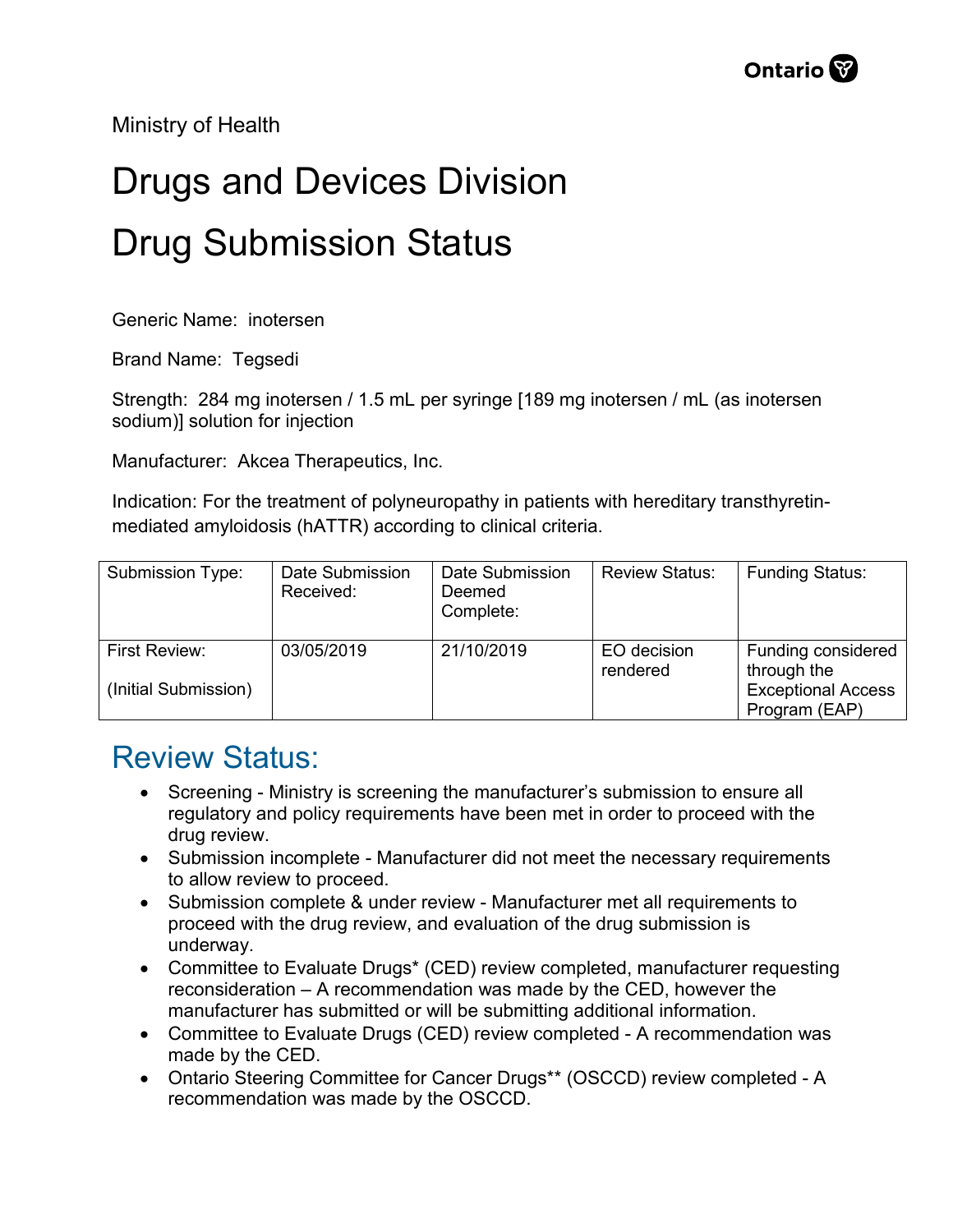Ministry of Health

# Drugs and Devices Division

# Drug Submission Status

Generic Name: inotersen

Brand Name: Tegsedi

Strength: 284 mg inotersen / 1.5 mL per syringe [189 mg inotersen / mL (as inotersen sodium)] solution for injection

Manufacturer: Akcea Therapeutics, Inc.

Indication: For the treatment of polyneuropathy in patients with hereditary transthyretin-mediated amyloidosis (hATTR) according to clinical criteria.

| Submission Type: | Date Submission Received: | Date Submission Deemed Complete: | Review Status: | Funding Status: |
|---|---|---|---|---|
| First Review: (Initial Submission) | 03/05/2019 | 21/10/2019 | EO decision rendered | Funding considered through the Exceptional Access Program (EAP) |

## Review Status:

- Screening - Ministry is screening the manufacturer's submission to ensure all regulatory and policy requirements have been met in order to proceed with the drug review.
- Submission incomplete - Manufacturer did not meet the necessary requirements to allow review to proceed.
- Submission complete & under review - Manufacturer met all requirements to proceed with the drug review, and evaluation of the drug submission is underway.
- Committee to Evaluate Drugs* (CED) review completed, manufacturer requesting reconsideration – A recommendation was made by the CED, however the manufacturer has submitted or will be submitting additional information.
- Committee to Evaluate Drugs (CED) review completed - A recommendation was made by the CED.
- Ontario Steering Committee for Cancer Drugs** (OSCCD) review completed - A recommendation was made by the OSCCD.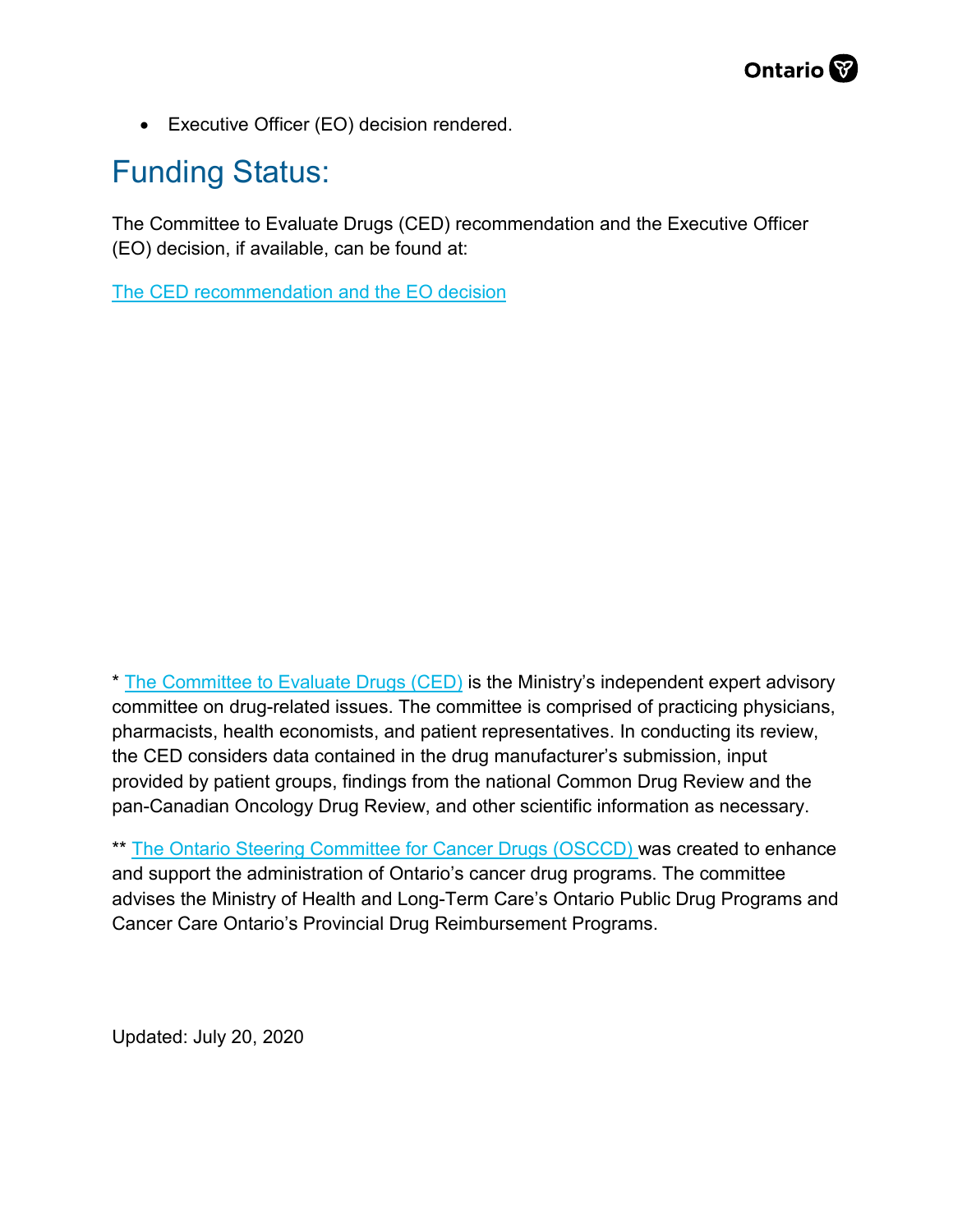- Executive Officer (EO) decision rendered.

## Funding Status:

The Committee to Evaluate Drugs (CED) recommendation and the Executive Officer (EO) decision, if available, can be found at:

The CED recommendation and the EO decision

* The Committee to Evaluate Drugs (CED) is the Ministry's independent expert advisory committee on drug-related issues. The committee is comprised of practicing physicians, pharmacists, health economists, and patient representatives. In conducting its review, the CED considers data contained in the drug manufacturer's submission, input provided by patient groups, findings from the national Common Drug Review and the pan-Canadian Oncology Drug Review, and other scientific information as necessary.

** The Ontario Steering Committee for Cancer Drugs (OSCCD) was created to enhance and support the administration of Ontario's cancer drug programs. The committee advises the Ministry of Health and Long-Term Care's Ontario Public Drug Programs and Cancer Care Ontario's Provincial Drug Reimbursement Programs.

Updated: July 20, 2020